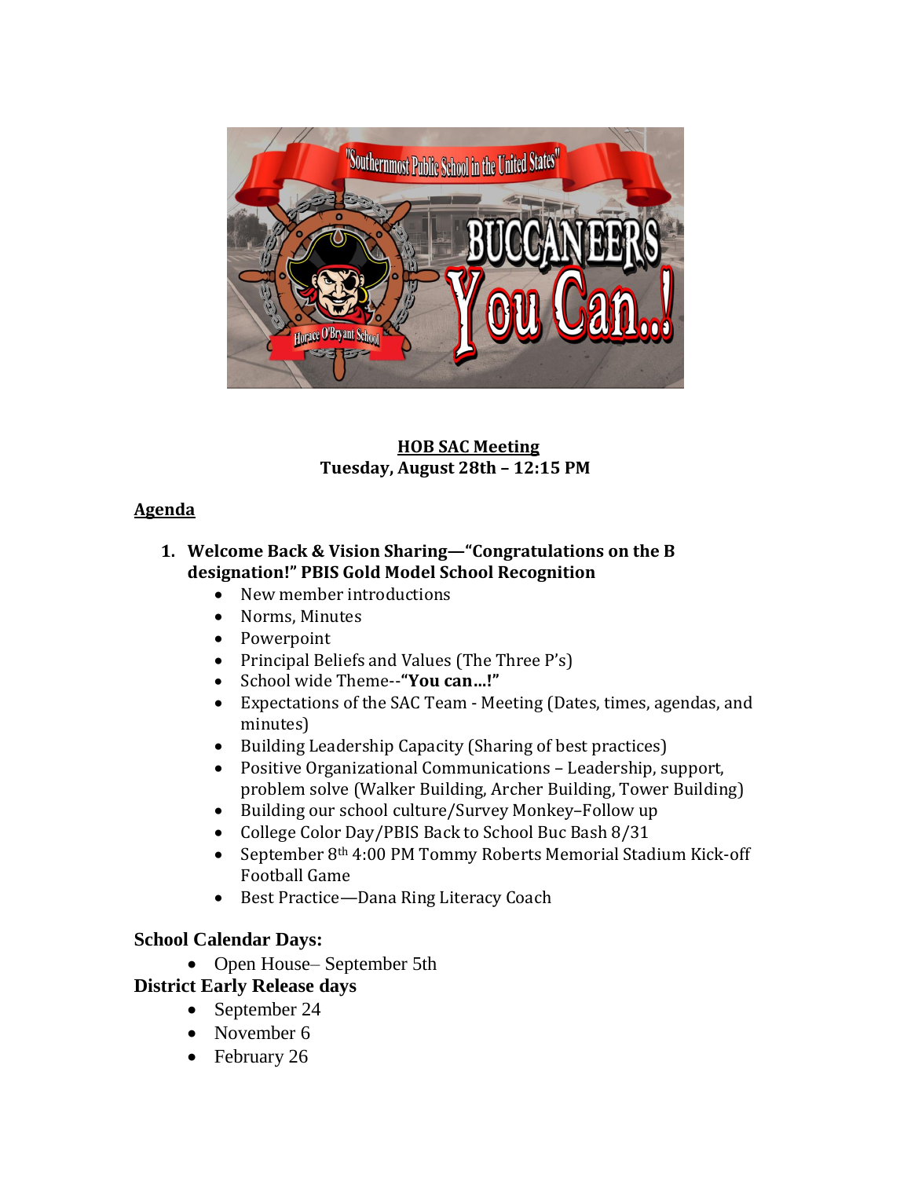**HOB SAC Meeting**
**Tuesday, August 28th – 12:15 PM**

## Agenda

1. **Welcome Back & Vision Sharing—"Congratulations on the B designation!" PBIS Gold Model School Recognition**
   - New member introductions
   - Norms, Minutes
   - Powerpoint
   - Principal Beliefs and Values (The Three P's)
   - School wide Theme--**"You can…!"**
   - Expectations of the SAC Team - Meeting (Dates, times, agendas, and minutes)
   - Building Leadership Capacity (Sharing of best practices)
   - Positive Organizational Communications – Leadership, support, problem solve (Walker Building, Archer Building, Tower Building)
   - Building our school culture/Survey Monkey–Follow up
   - College Color Day/PBIS Back to School Buc Bash 8/31
   - September 8th 4:00 PM Tommy Roberts Memorial Stadium Kick-off Football Game
   - Best Practice—Dana Ring Literacy Coach

**School Calendar Days:**

- Open House– September 5th

**District Early Release days**

- September 24
- November 6
- February 26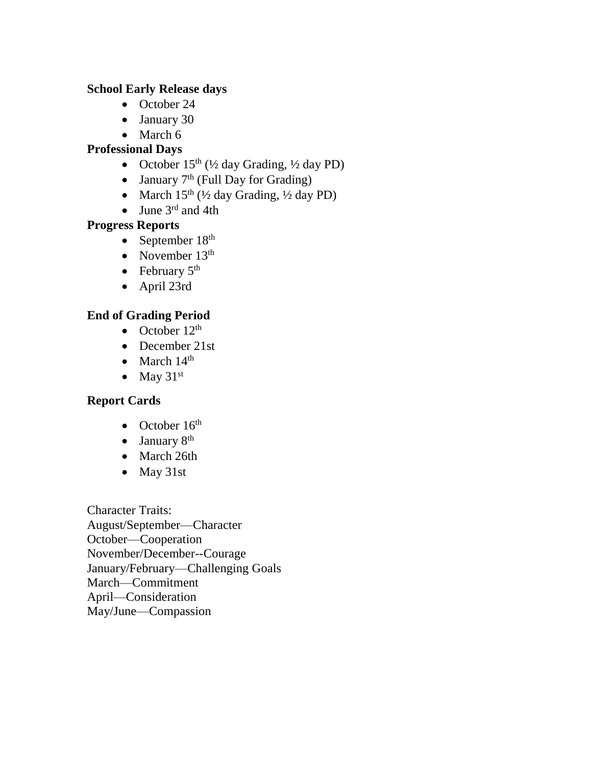**School Early Release days**

- October 24
- January 30
- March 6

**Professional Days**

- October 15th (½ day Grading, ½ day PD)
- January 7th (Full Day for Grading)
- March 15th (½ day Grading, ½ day PD)
- June 3rd and 4th

**Progress Reports**

- September 18th
- November 13th
- February 5th
- April 23rd

**End of Grading Period**

- October 12th
- December 21st
- March 14th
- May 31st

**Report Cards**

- October 16th
- January 8th
- March 26th
- May 31st

Character Traits:
August/September—Character
October—Cooperation
November/December--Courage
January/February—Challenging Goals
March—Commitment
April—Consideration
May/June—Compassion